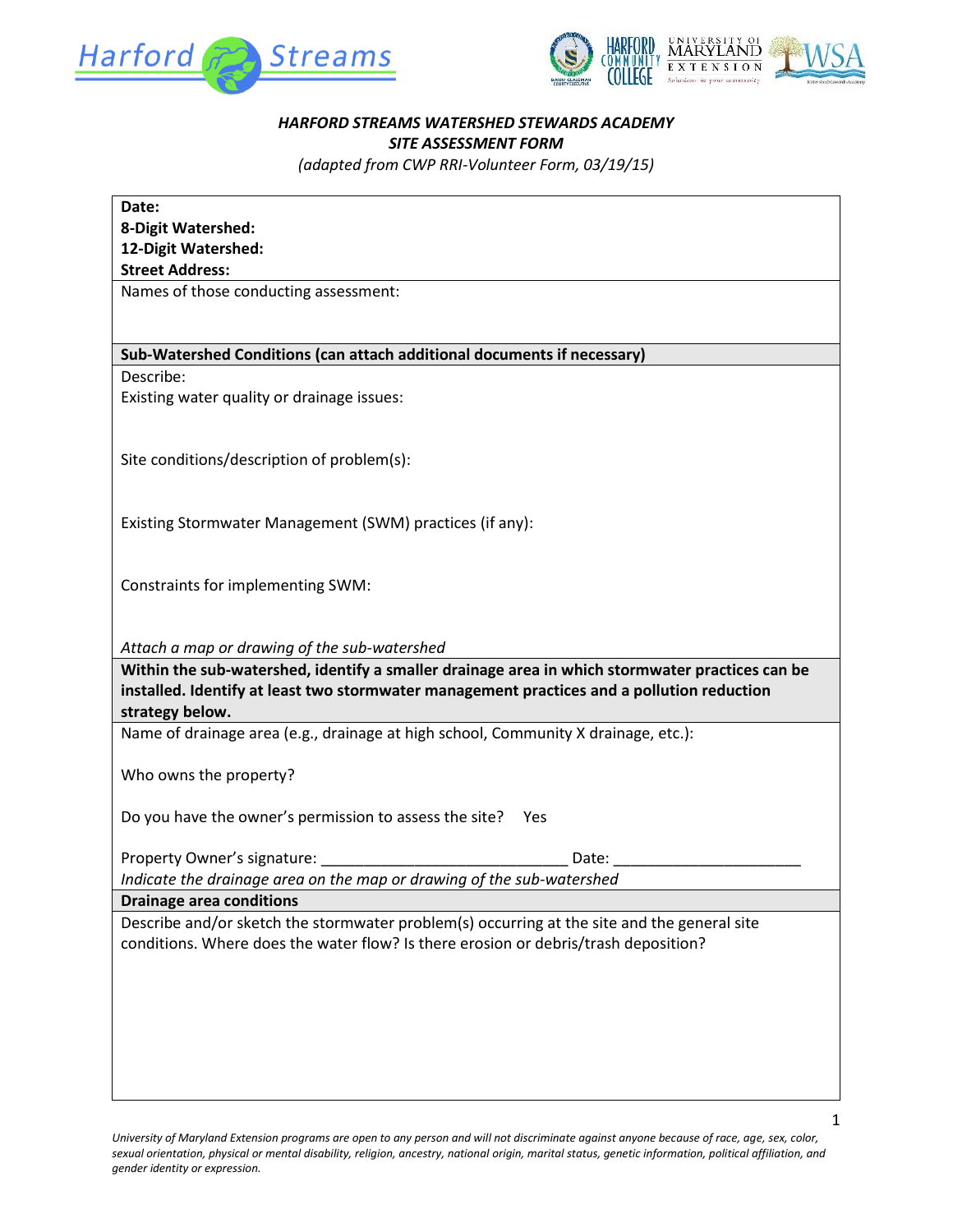Harford Streams

*HARFORD STREAMS WATERSHED STEWARDS ACADEMY*

*SITE ASSESSMENT FORM*

*(adapted from CWP RRI-Volunteer Form, 03/19/15)*

**Date:**

**8-Digit Watershed:**

**12-Digit Watershed:**

**Street Address:**

Names of those conducting assessment:

**Sub-Watershed Conditions (can attach additional documents if necessary)**

Describe:

Existing water quality or drainage issues:

Site conditions/description of problem(s):

Existing Stormwater Management (SWM) practices (if any):

Constraints for implementing SWM:

*Attach a map or drawing of the sub-watershed*

**Within the sub-watershed, identify a smaller drainage area in which stormwater practices can be installed. Identify at least two stormwater management practices and a pollution reduction strategy below.**

Name of drainage area (e.g., drainage at high school, Community X drainage, etc.):

Who owns the property?

Do you have the owner's permission to assess the site? Yes

Property Owner's signature: ______________________________ Date: ______________________

*Indicate the drainage area on the map or drawing of the sub-watershed*

**Drainage area conditions**

Describe and/or sketch the stormwater problem(s) occurring at the site and the general site conditions. Where does the water flow? Is there erosion or debris/trash deposition?

*University of Maryland Extension programs are open to any person and will not discriminate against anyone because of race, age, sex, color, sexual orientation, physical or mental disability, religion, ancestry, national origin, marital status, genetic information, political affiliation, and gender identity or expression.*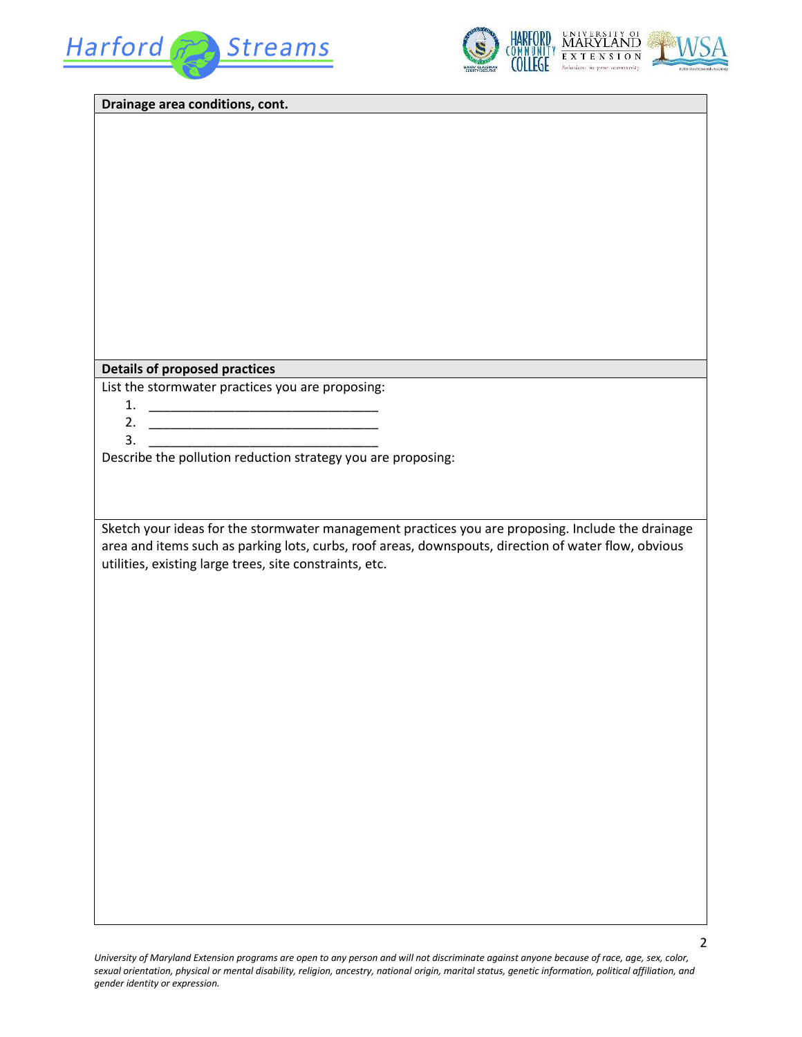**Drainage area conditions, cont.**

**Details of proposed practices**

List the stormwater practices you are proposing:

1. ________________________________
2. ________________________________
3. ________________________________

Describe the pollution reduction strategy you are proposing:

Sketch your ideas for the stormwater management practices you are proposing. Include the drainage area and items such as parking lots, curbs, roof areas, downspouts, direction of water flow, obvious utilities, existing large trees, site constraints, etc.

*University of Maryland Extension programs are open to any person and will not discriminate against anyone because of race, age, sex, color, sexual orientation, physical or mental disability, religion, ancestry, national origin, marital status, genetic information, political affiliation, and gender identity or expression.*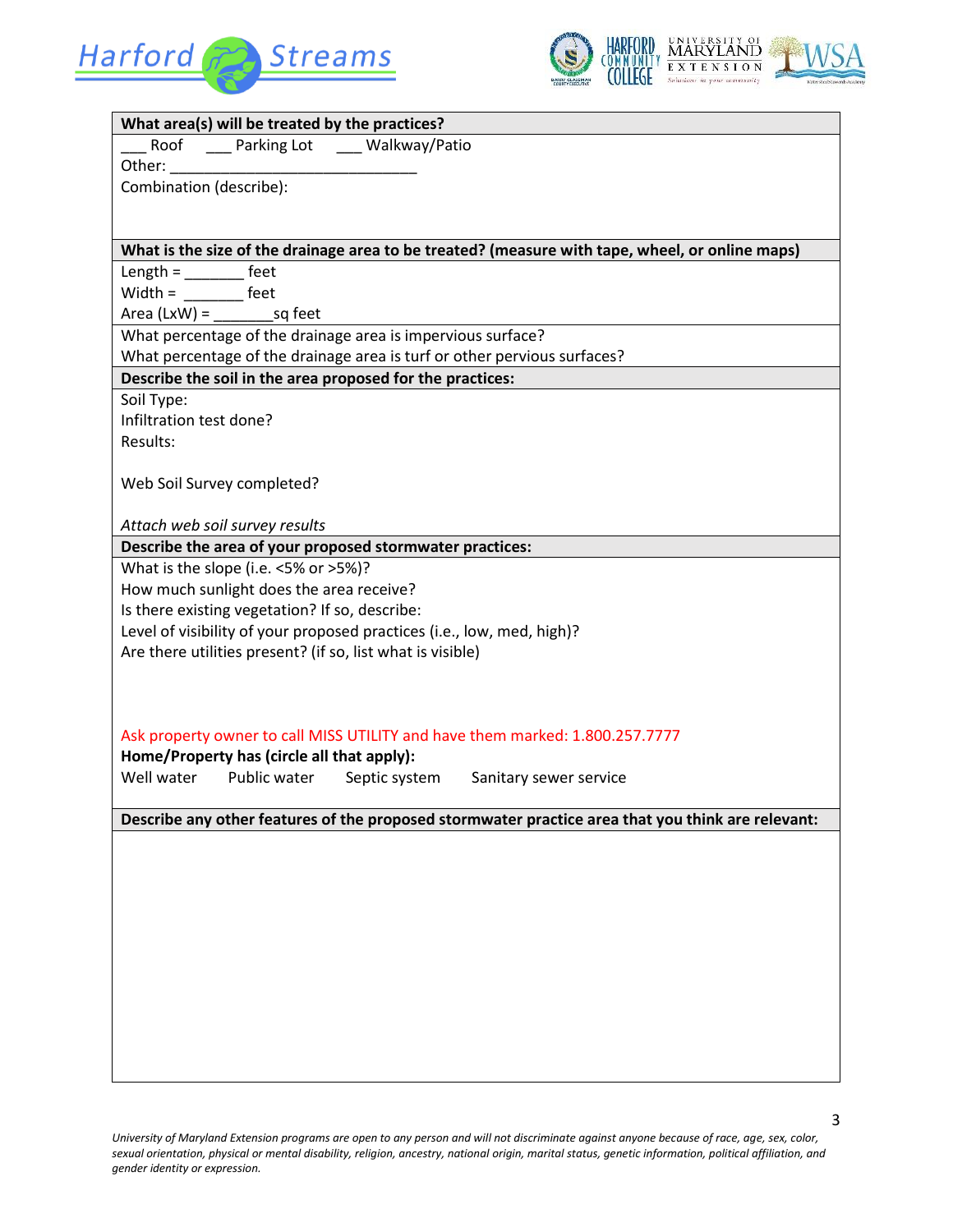**What area(s) will be treated by the practices?**

___ Roof ___ Parking Lot ___ Walkway/Patio

Other: ______________________________

Combination (describe):

**What is the size of the drainage area to be treated? (measure with tape, wheel, or online maps)**

Length = _______ feet

Width = _______ feet

Area (LxW) = _______sq feet

What percentage of the drainage area is impervious surface?

What percentage of the drainage area is turf or other pervious surfaces?

**Describe the soil in the area proposed for the practices:**

Soil Type:

Infiltration test done?

Results:

Web Soil Survey completed?

*Attach web soil survey results*

**Describe the area of your proposed stormwater practices:**

What is the slope (i.e. <5% or >5%)?

How much sunlight does the area receive?

Is there existing vegetation? If so, describe:

Level of visibility of your proposed practices (i.e., low, med, high)?

Are there utilities present? (if so, list what is visible)

Ask property owner to call MISS UTILITY and have them marked: 1.800.257.7777

**Home/Property has (circle all that apply):**

Well water Public water Septic system Sanitary sewer service

**Describe any other features of the proposed stormwater practice area that you think are relevant:**

*University of Maryland Extension programs are open to any person and will not discriminate against anyone because of race, age, sex, color, sexual orientation, physical or mental disability, religion, ancestry, national origin, marital status, genetic information, political affiliation, and gender identity or expression.*